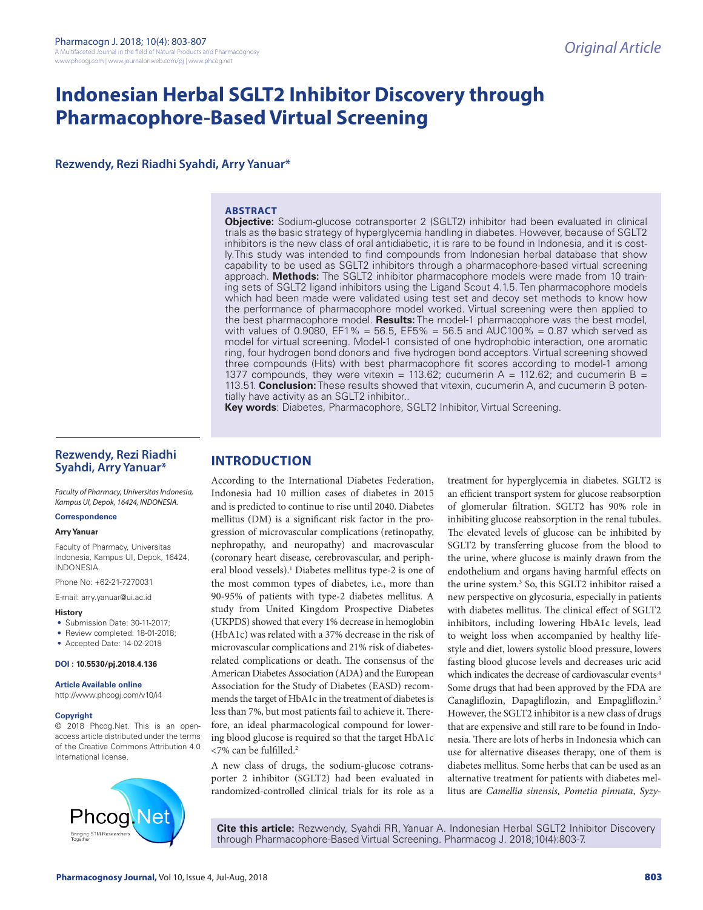# Indonesian Herbal SGLT2 Inhibitor Discovery through Pharmacophore-Based Virtual Screening

**Rezwendy, Rezi Riadhi Syahdi, Arry Yanuar***

## ABSTRACT

**Objective:** Sodium-glucose cotransporter 2 (SGLT2) inhibitor had been evaluated in clinical trials as the basic strategy of hyperglycemia handling in diabetes. However, because of SGLT2 inhibitors is the new class of oral antidiabetic, it is rare to be found in Indonesia, and it is costly.This study was intended to find compounds from Indonesian herbal database that show capability to be used as SGLT2 inhibitors through a pharmacophore-based virtual screening approach. **Methods:** The SGLT2 inhibitor pharmacophore models were made from 10 training sets of SGLT2 ligand inhibitors using the Ligand Scout 4.1.5. Ten pharmacophore models which had been made were validated using test set and decoy set methods to know how the performance of pharmacophore model worked. Virtual screening were then applied to the best pharmacophore model. **Results:** The model-1 pharmacophore was the best model, with values of 0.9080, EF1% = 56.5, EF5% = 56.5 and AUC100% = 0.87 which served as model for virtual screening. Model-1 consisted of one hydrophobic interaction, one aromatic ring, four hydrogen bond donors and five hydrogen bond acceptors. Virtual screening showed three compounds (Hits) with best pharmacophore fit scores according to model-1 among 1377 compounds, they were vitexin = 113.62; cucumerin A = 112.62; and cucumerin B = 113.51. **Conclusion:** These results showed that vitexin, cucumerin A, and cucumerin B potentially have activity as an SGLT2 inhibitor..

**Key words**: Diabetes, Pharmacophore, SGLT2 Inhibitor, Virtual Screening.

**Rezwendy, Rezi Riadhi Syahdi, Arry Yanuar***

*Faculty of Pharmacy, Universitas Indonesia, Kampus UI, Depok, 16424, INDONESIA.*

**Correspondence**

**Arry Yanuar**

Faculty of Pharmacy, Universitas Indonesia, Kampus UI, Depok, 16424, INDONESIA.

Phone No: +62-21-7270031

E-mail: arry.yanuar@ui.ac.id

**History**

- Submission Date: 30-11-2017;
- Review completed: 18-01-2018;
- Accepted Date: 14-02-2018

**DOI : 10.5530/pj.2018.4.136**

**Article Available online**

http://www.phcogj.com/v10/i4

**Copyright**

© 2018 Phcog.Net. This is an open-access article distributed under the terms of the Creative Commons Attribution 4.0 International license.

## INTRODUCTION

According to the International Diabetes Federation, Indonesia had 10 million cases of diabetes in 2015 and is predicted to continue to rise until 2040. Diabetes mellitus (DM) is a significant risk factor in the progression of microvascular complications (retinopathy, nephropathy, and neuropathy) and macrovascular (coronary heart disease, cerebrovascular, and peripheral blood vessels).[1] Diabetes mellitus type-2 is one of the most common types of diabetes, i.e., more than 90-95% of patients with type-2 diabetes mellitus. A study from United Kingdom Prospective Diabetes (UKPDS) showed that every 1% decrease in hemoglobin (HbA1c) was related with a 37% decrease in the risk of microvascular complications and 21% risk of diabetes-related complications or death. The consensus of the American Diabetes Association (ADA) and the European Association for the Study of Diabetes (EASD) recommends the target of HbA1c in the treatment of diabetes is less than 7%, but most patients fail to achieve it. Therefore, an ideal pharmacological compound for lowering blood glucose is required so that the target HbA1c <7% can be fulfilled.[2]

A new class of drugs, the sodium-glucose cotransporter 2 inhibitor (SGLT2) had been evaluated in randomized-controlled clinical trials for its role as a treatment for hyperglycemia in diabetes. SGLT2 is an efficient transport system for glucose reabsorption of glomerular filtration. SGLT2 has 90% role in inhibiting glucose reabsorption in the renal tubules. The elevated levels of glucose can be inhibited by SGLT2 by transferring glucose from the blood to the urine, where glucose is mainly drawn from the endothelium and organs having harmful effects on the urine system.[3] So, this SGLT2 inhibitor raised a new perspective on glycosuria, especially in patients with diabetes mellitus. The clinical effect of SGLT2 inhibitors, including lowering HbA1c levels, lead to weight loss when accompanied by healthy lifestyle and diet, lowers systolic blood pressure, lowers fasting blood glucose levels and decreases uric acid which indicates the decrease of cardiovascular events.[4] Some drugs that had been approved by the FDA are Canagliflozin, Dapagliflozin, and Empagliflozin.[5] However, the SGLT2 inhibitor is a new class of drugs that are expensive and still rare to be found in Indonesia. There are lots of herbs in Indonesia which can use for alternative diseases therapy, one of them is diabetes mellitus. Some herbs that can be used as an alternative treatment for patients with diabetes mellitus are *Camellia sinensis, Pometia pinnata*, *Syzy-*

**Cite this article:** Rezwendy, Syahdi RR, Yanuar A. Indonesian Herbal SGLT2 Inhibitor Discovery through Pharmacophore-Based Virtual Screening. Pharmacog J. 2018;10(4):803-7.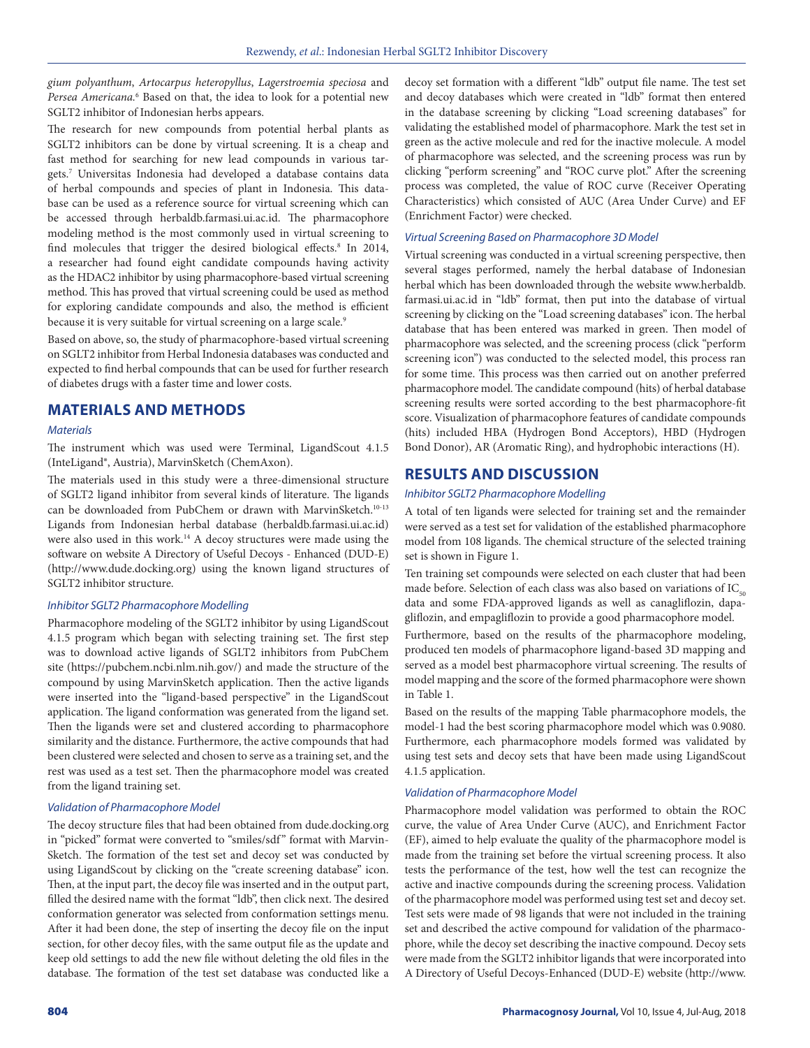*gium polyanthum*, *Artocarpus heteropyllus*, *Lagerstroemia speciosa* and *Persea Americana*.[6] Based on that, the idea to look for a potential new SGLT2 inhibitor of Indonesian herbs appears.

The research for new compounds from potential herbal plants as SGLT2 inhibitors can be done by virtual screening. It is a cheap and fast method for searching for new lead compounds in various targets.[7] Universitas Indonesia had developed a database contains data of herbal compounds and species of plant in Indonesia. This database can be used as a reference source for virtual screening which can be accessed through herbaldb.farmasi.ui.ac.id. The pharmacophore modeling method is the most commonly used in virtual screening to find molecules that trigger the desired biological effects.[8] In 2014, a researcher had found eight candidate compounds having activity as the HDAC2 inhibitor by using pharmacophore-based virtual screening method. This has proved that virtual screening could be used as method for exploring candidate compounds and also, the method is efficient because it is very suitable for virtual screening on a large scale.[9]

Based on above, so, the study of pharmacophore-based virtual screening on SGLT2 inhibitor from Herbal Indonesia databases was conducted and expected to find herbal compounds that can be used for further research of diabetes drugs with a faster time and lower costs.

## MATERIALS AND METHODS

### *Materials*

The instrument which was used were Terminal, LigandScout 4.1.5 (InteLigand®, Austria), MarvinSketch (ChemAxon).

The materials used in this study were a three-dimensional structure of SGLT2 ligand inhibitor from several kinds of literature. The ligands can be downloaded from PubChem or drawn with MarvinSketch.[10-13] Ligands from Indonesian herbal database (herbaldb.farmasi.ui.ac.id) were also used in this work.[14] A decoy structures were made using the software on website A Directory of Useful Decoys - Enhanced (DUD-E) (http://www.dude.docking.org) using the known ligand structures of SGLT2 inhibitor structure.

### *Inhibitor SGLT2 Pharmacophore Modelling*

Pharmacophore modeling of the SGLT2 inhibitor by using LigandScout 4.1.5 program which began with selecting training set. The first step was to download active ligands of SGLT2 inhibitors from PubChem site (https://pubchem.ncbi.nlm.nih.gov/) and made the structure of the compound by using MarvinSketch application. Then the active ligands were inserted into the "ligand-based perspective" in the LigandScout application. The ligand conformation was generated from the ligand set. Then the ligands were set and clustered according to pharmacophore similarity and the distance. Furthermore, the active compounds that had been clustered were selected and chosen to serve as a training set, and the rest was used as a test set. Then the pharmacophore model was created from the ligand training set.

### *Validation of Pharmacophore Model*

The decoy structure files that had been obtained from dude.docking.org in "picked" format were converted to "smiles/sdf" format with MarvinSketch. The formation of the test set and decoy set was conducted by using LigandScout by clicking on the "create screening database" icon. Then, at the input part, the decoy file was inserted and in the output part, filled the desired name with the format "ldb", then click next. The desired conformation generator was selected from conformation settings menu. After it had been done, the step of inserting the decoy file on the input section, for other decoy files, with the same output file as the update and keep old settings to add the new file without deleting the old files in the database. The formation of the test set database was conducted like a decoy set formation with a different "ldb" output file name. The test set and decoy databases which were created in "ldb" format then entered in the database screening by clicking "Load screening databases" for validating the established model of pharmacophore. Mark the test set in green as the active molecule and red for the inactive molecule. A model of pharmacophore was selected, and the screening process was run by clicking "perform screening" and "ROC curve plot." After the screening process was completed, the value of ROC curve (Receiver Operating Characteristics) which consisted of AUC (Area Under Curve) and EF (Enrichment Factor) were checked.

### *Virtual Screening Based on Pharmacophore 3D Model*

Virtual screening was conducted in a virtual screening perspective, then several stages performed, namely the herbal database of Indonesian herbal which has been downloaded through the website www.herbaldb.farmasi.ui.ac.id in "ldb" format, then put into the database of virtual screening by clicking on the "Load screening databases" icon. The herbal database that has been entered was marked in green. Then model of pharmacophore was selected, and the screening process (click "perform screening icon") was conducted to the selected model, this process ran for some time. This process was then carried out on another preferred pharmacophore model. The candidate compound (hits) of herbal database screening results were sorted according to the best pharmacophore-fit score. Visualization of pharmacophore features of candidate compounds (hits) included HBA (Hydrogen Bond Acceptors), HBD (Hydrogen Bond Donor), AR (Aromatic Ring), and hydrophobic interactions (H).

## RESULTS AND DISCUSSION

### *Inhibitor SGLT2 Pharmacophore Modelling*

A total of ten ligands were selected for training set and the remainder were served as a test set for validation of the established pharmacophore model from 108 ligands. The chemical structure of the selected training set is shown in Figure 1.

Ten training set compounds were selected on each cluster that had been made before. Selection of each class was also based on variations of $IC_{50}$ data and some FDA-approved ligands as well as canagliflozin, dapagliflozin, and empagliflozin to provide a good pharmacophore model.

Furthermore, based on the results of the pharmacophore modeling, produced ten models of pharmacophore ligand-based 3D mapping and served as a model best pharmacophore virtual screening. The results of model mapping and the score of the formed pharmacophore were shown in Table 1.

Based on the results of the mapping Table pharmacophore models, the model-1 had the best scoring pharmacophore model which was 0.9080. Furthermore, each pharmacophore models formed was validated by using test sets and decoy sets that have been made using LigandScout 4.1.5 application.

### *Validation of Pharmacophore Model*

Pharmacophore model validation was performed to obtain the ROC curve, the value of Area Under Curve (AUC), and Enrichment Factor (EF), aimed to help evaluate the quality of the pharmacophore model is made from the training set before the virtual screening process. It also tests the performance of the test, how well the test can recognize the active and inactive compounds during the screening process. Validation of the pharmacophore model was performed using test set and decoy set. Test sets were made of 98 ligands that were not included in the training set and described the active compound for validation of the pharmacophore, while the decoy set describing the inactive compound. Decoy sets were made from the SGLT2 inhibitor ligands that were incorporated into A Directory of Useful Decoys-Enhanced (DUD-E) website (http://www.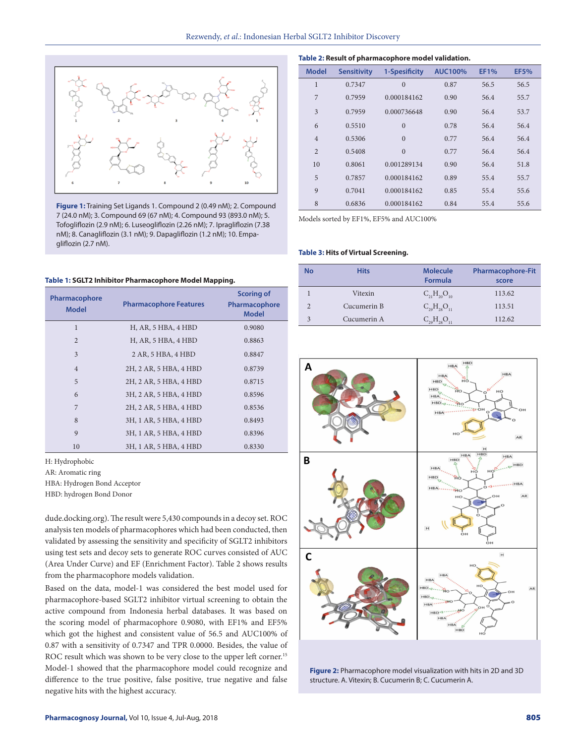Figure 1: Training Set Ligands 1. Compound 2 (0.49 nM); 2. Compound 7 (24.0 nM); 3. Compound 69 (67 nM); 4. Compound 93 (893.0 nM); 5. Tofogliflozin (2.9 nM); 6. Luseogliflozin (2.26 nM); 7. Ipragliflozin (7.38 nM); 8. Canagliflozin (3.1 nM); 9. Dapagliflozin (1.2 nM); 10. Empagliflozin (2.7 nM).

**Table 1:** SGLT2 Inhibitor Pharmacophore Model Mapping.

| Pharmacophore Model | Pharmacophore Features | Scoring of Pharmacophore Model |
|---|---|---|
| 1 | H, AR, 5 HBA, 4 HBD | 0.9080 |
| 2 | H, AR, 5 HBA, 4 HBD | 0.8863 |
| 3 | 2 AR, 5 HBA, 4 HBD | 0.8847 |
| 4 | 2H, 2 AR, 5 HBA, 4 HBD | 0.8739 |
| 5 | 2H, 2 AR, 5 HBA, 4 HBD | 0.8715 |
| 6 | 3H, 2 AR, 5 HBA, 4 HBD | 0.8596 |
| 7 | 2H, 2 AR, 5 HBA, 4 HBD | 0.8536 |
| 8 | 3H, 1 AR, 5 HBA, 4 HBD | 0.8493 |
| 9 | 3H, 1 AR, 5 HBA, 4 HBD | 0.8396 |
| 10 | 3H, 1 AR, 5 HBA, 4 HBD | 0.8330 |

H: Hydrophobic
AR: Aromatic ring
HBA: Hydrogen Bond Acceptor
HBD: hydrogen Bond Donor

dude.docking.org). The result were 5,430 compounds in a decoy set. ROC analysis ten models of pharmacophores which had been conducted, then validated by assessing the sensitivity and specificity of SGLT2 inhibitors using test sets and decoy sets to generate ROC curves consisted of AUC (Area Under Curve) and EF (Enrichment Factor). Table 2 shows results from the pharmacophore models validation.

Based on the data, model-1 was considered the best model used for pharmacophore-based SGLT2 inhibitor virtual screening to obtain the active compound from Indonesia herbal databases. It was based on the scoring model of pharmacophore 0.9080, with EF1% and EF5% which got the highest and consistent value of 56.5 and AUC100% of 0.87 with a sensitivity of 0.7347 and TPR 0.0000. Besides, the value of ROC result which was shown to be very close to the upper left corner.[15] Model-1 showed that the pharmacophore model could recognize and difference to the true positive, false positive, true negative and false negative hits with the highest accuracy.

**Table 2:** Result of pharmacophore model validation.

| Model | Sensitivity | 1-Spesificity | AUC100% | EF1% | EF5% |
|---|---|---|---|---|---|
| 1 | 0.7347 | 0 | 0.87 | 56.5 | 56.5 |
| 7 | 0.7959 | 0.000184162 | 0.90 | 56.4 | 55.7 |
| 3 | 0.7959 | 0.000736648 | 0.90 | 56.4 | 53.7 |
| 6 | 0.5510 | 0 | 0.78 | 56.4 | 56.4 |
| 4 | 0.5306 | 0 | 0.77 | 56.4 | 56.4 |
| 2 | 0.5408 | 0 | 0.77 | 56.4 | 56.4 |
| 10 | 0.8061 | 0.001289134 | 0.90 | 56.4 | 51.8 |
| 5 | 0.7857 | 0.000184162 | 0.89 | 55.4 | 55.7 |
| 9 | 0.7041 | 0.000184162 | 0.85 | 55.4 | 55.6 |
| 8 | 0.6836 | 0.000184162 | 0.84 | 55.4 | 55.6 |

Models sorted by EF1%, EF5% and AUC100%

**Table 3:** Hits of Virtual Screening.

| No | Hits | Molecule Formula | Pharmacophore-Fit score |
|---|---|---|---|
| 1 | Vitexin | $C_{21}H_{20}O_{10}$ | 113.62 |
| 2 | Cucumerin B | $C_{29}H_{28}O_{11}$ | 113.51 |
| 3 | Cucumerin A | $C_{29}H_{28}O_{11}$ | 112.62 |

Figure 2: Pharmacophore model visualization with hits in 2D and 3D structure. A. Vitexin; B. Cucumerin B; C. Cucumerin A.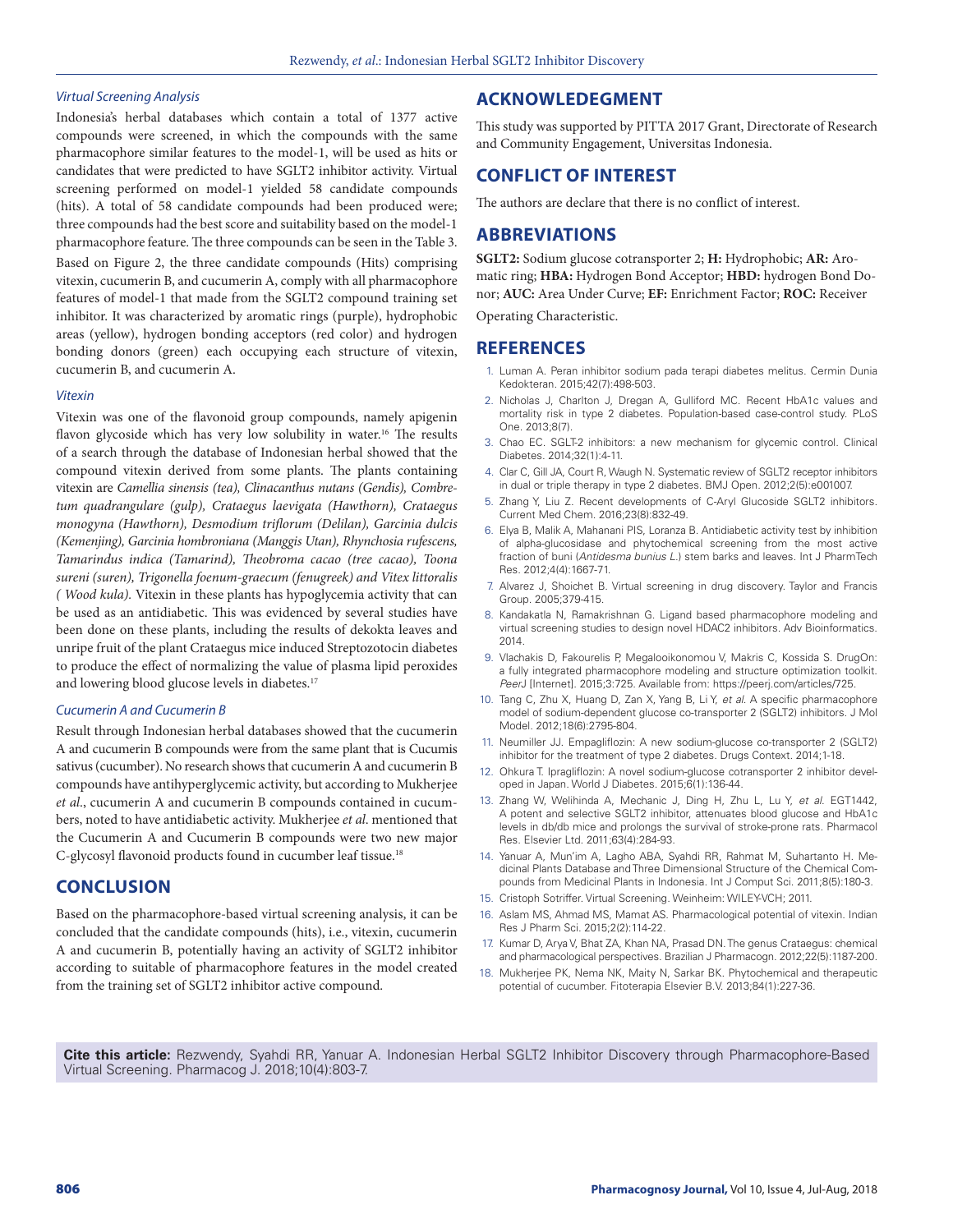### *Virtual Screening Analysis*

Indonesia's herbal databases which contain a total of 1377 active compounds were screened, in which the compounds with the same pharmacophore similar features to the model-1, will be used as hits or candidates that were predicted to have SGLT2 inhibitor activity. Virtual screening performed on model-1 yielded 58 candidate compounds (hits). A total of 58 candidate compounds had been produced were; three compounds had the best score and suitability based on the model-1 pharmacophore feature. The three compounds can be seen in the Table 3.

Based on Figure 2, the three candidate compounds (Hits) comprising vitexin, cucumerin B, and cucumerin A, comply with all pharmacophore features of model-1 that made from the SGLT2 compound training set inhibitor. It was characterized by aromatic rings (purple), hydrophobic areas (yellow), hydrogen bonding acceptors (red color) and hydrogen bonding donors (green) each occupying each structure of vitexin, cucumerin B, and cucumerin A.

### *Vitexin*

Vitexin was one of the flavonoid group compounds, namely apigenin flavon glycoside which has very low solubility in water.[16] The results of a search through the database of Indonesian herbal showed that the compound vitexin derived from some plants. The plants containing vitexin are *Camellia sinensis (tea), Clinacanthus nutans (Gendis), Combretum quadrangulare (gulp), Crataegus laevigata (Hawthorn), Crataegus monogyna (Hawthorn), Desmodium triflorum (Delilan), Garcinia dulcis (Kemenjing), Garcinia hombroniana (Manggis Utan), Rhynchosia rufescens, Tamarindus indica (Tamarind), Theobroma cacao (tree cacao), Toona sureni (suren), Trigonella foenum-graecum (fenugreek) and Vitex littoralis ( Wood kula).* Vitexin in these plants has hypoglycemia activity that can be used as an antidiabetic. This was evidenced by several studies have been done on these plants, including the results of dekokta leaves and unripe fruit of the plant Crataegus mice induced Streptozotocin diabetes to produce the effect of normalizing the value of plasma lipid peroxides and lowering blood glucose levels in diabetes.[17]

### *Cucumerin A and Cucumerin B*

Result through Indonesian herbal databases showed that the cucumerin A and cucumerin B compounds were from the same plant that is Cucumis sativus (cucumber). No research shows that cucumerin A and cucumerin B compounds have antihyperglycemic activity, but according to Mukherjee *et al*., cucumerin A and cucumerin B compounds contained in cucumbers, noted to have antidiabetic activity. Mukherjee *et al*. mentioned that the Cucumerin A and Cucumerin B compounds were two new major C-glycosyl flavonoid products found in cucumber leaf tissue.[18]

## CONCLUSION

Based on the pharmacophore-based virtual screening analysis, it can be concluded that the candidate compounds (hits), i.e., vitexin, cucumerin A and cucumerin B, potentially having an activity of SGLT2 inhibitor according to suitable of pharmacophore features in the model created from the training set of SGLT2 inhibitor active compound.

## ACKNOWLEDGEMENT

This study was supported by PITTA 2017 Grant, Directorate of Research and Community Engagement, Universitas Indonesia.

## CONFLICT OF INTEREST

The authors are declare that there is no conflict of interest.

## ABBREVIATIONS

**SGLT2:** Sodium glucose cotransporter 2; **H:** Hydrophobic; **AR:** Aromatic ring; **HBA:** Hydrogen Bond Acceptor; **HBD:** hydrogen Bond Donor; **AUC:** Area Under Curve; **EF:** Enrichment Factor; **ROC:** Receiver Operating Characteristic.

## REFERENCES

1. Luman A. Peran inhibitor sodium pada terapi diabetes melitus. Cermin Dunia Kedokteran. 2015;42(7):498-503.
2. Nicholas J, Charlton J, Dregan A, Gulliford MC. Recent HbA1c values and mortality risk in type 2 diabetes. Population-based case-control study. PLoS One. 2013;8(7).
3. Chao EC. SGLT-2 inhibitors: a new mechanism for glycemic control. Clinical Diabetes. 2014;32(1):4-11.
4. Clar C, Gill JA, Court R, Waugh N. Systematic review of SGLT2 receptor inhibitors in dual or triple therapy in type 2 diabetes. BMJ Open. 2012;2(5):e001007.
5. Zhang Y, Liu Z. Recent developments of C-Aryl Glucoside SGLT2 inhibitors. Current Med Chem. 2016;23(8):832-49.
6. Elya B, Malik A, Mahanani PIS, Loranza B. Antidiabetic activity test by inhibition of alpha-glucosidase and phytochemical screening from the most active fraction of buni (*Antidesma bunius L.*) stem barks and leaves. Int J PharmTech Res. 2012;4(4):1667-71.
7. Alvarez J, Shoichet B. Virtual screening in drug discovery. Taylor and Francis Group. 2005;379-415.
8. Kandakatla N, Ramakrishnan G. Ligand based pharmacophore modeling and virtual screening studies to design novel HDAC2 inhibitors. Adv Bioinformatics. 2014.
9. Vlachakis D, Fakourelis P, Megalooikonomou V, Makris C, Kossida S. DrugOn: a fully integrated pharmacophore modeling and structure optimization toolkit. *PeerJ* [Internet]. 2015;3:725. Available from: https://peerj.com/articles/725.
10. Tang C, Zhu X, Huang D, Zan X, Yang B, Li Y, *et al.* A specific pharmacophore model of sodium-dependent glucose co-transporter 2 (SGLT2) inhibitors. J Mol Model. 2012;18(6):2795-804.
11. Neumiller JJ. Empagliflozin: A new sodium-glucose co-transporter 2 (SGLT2) inhibitor for the treatment of type 2 diabetes. Drugs Context. 2014;1-18.
12. Ohkura T. Ipragliflozin: A novel sodium-glucose cotransporter 2 inhibitor developed in Japan. World J Diabetes. 2015;6(1):136-44.
13. Zhang W, Welihinda A, Mechanic J, Ding H, Zhu L, Lu Y, *et al.* EGT1442, A potent and selective SGLT2 inhibitor, attenuates blood glucose and HbA1c levels in db/db mice and prolongs the survival of stroke-prone rats. Pharmacol Res. Elsevier Ltd. 2011;63(4):284-93.
14. Yanuar A, Mun'im A, Lagho ABA, Syahdi RR, Rahmat M, Suhartanto H. Medicinal Plants Database and Three Dimensional Structure of the Chemical Compounds from Medicinal Plants in Indonesia. Int J Comput Sci. 2011;8(5):180-3.
15. Cristoph Sotriffer. Virtual Screening. Weinheim: WILEY-VCH; 2011.
16. Aslam MS, Ahmad MS, Mamat AS. Pharmacological potential of vitexin. Indian Res J Pharm Sci. 2015;2(2):114-22.
17. Kumar D, Arya V, Bhat ZA, Khan NA, Prasad DN. The genus Crataegus: chemical and pharmacological perspectives. Brazilian J Pharmacogn. 2012;22(5):1187-200.
18. Mukherjee PK, Nema NK, Maity N, Sarkar BK. Phytochemical and therapeutic potential of cucumber. Fitoterapia Elsevier B.V. 2013;84(1):227-36.

**Cite this article:** Rezwendy, Syahdi RR, Yanuar A. Indonesian Herbal SGLT2 Inhibitor Discovery through Pharmacophore-Based Virtual Screening. Pharmacog J. 2018;10(4):803-7.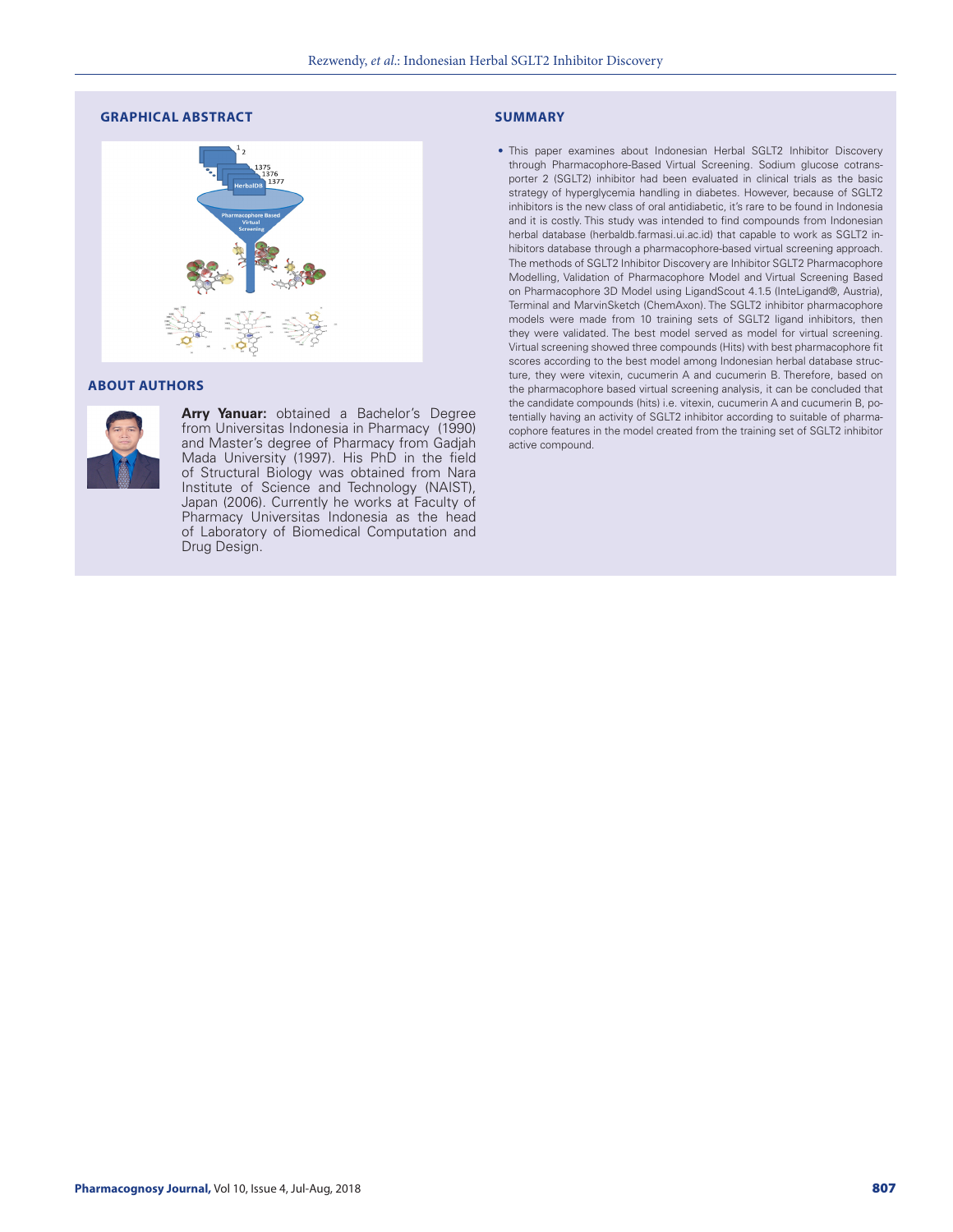## GRAPHICAL ABSTRACT

1
2
1375
1376
1377
HerbalDB
Pharmacophore Based Virtual Screening

## SUMMARY

- This paper examines about Indonesian Herbal SGLT2 Inhibitor Discovery through Pharmacophore-Based Virtual Screening. Sodium glucose cotransporter 2 (SGLT2) inhibitor had been evaluated in clinical trials as the basic strategy of hyperglycemia handling in diabetes. However, because of SGLT2 inhibitors is the new class of oral antidiabetic, it's rare to be found in Indonesia and it is costly. This study was intended to find compounds from Indonesian herbal database (herbaldb.farmasi.ui.ac.id) that capable to work as SGLT2 inhibitors database through a pharmacophore-based virtual screening approach. The methods of SGLT2 Inhibitor Discovery are Inhibitor SGLT2 Pharmacophore Modelling, Validation of Pharmacophore Model and Virtual Screening Based on Pharmacophore 3D Model using LigandScout 4.1.5 (InteLigand®, Austria), Terminal and MarvinSketch (ChemAxon). The SGLT2 inhibitor pharmacophore models were made from 10 training sets of SGLT2 ligand inhibitors, then they were validated. The best model served as model for virtual screening. Virtual screening showed three compounds (Hits) with best pharmacophore fit scores according to the best model among Indonesian herbal database structure, they were vitexin, cucumerin A and cucumerin B. Therefore, based on the pharmacophore based virtual screening analysis, it can be concluded that the candidate compounds (hits) i.e. vitexin, cucumerin A and cucumerin B, potentially having an activity of SGLT2 inhibitor according to suitable of pharmacophore features in the model created from the training set of SGLT2 inhibitor active compound.

## ABOUT AUTHORS

**Arry Yanuar:** obtained a Bachelor's Degree from Universitas Indonesia in Pharmacy (1990) and Master's degree of Pharmacy from Gadjah Mada University (1997). His PhD in the field of Structural Biology was obtained from Nara Institute of Science and Technology (NAIST), Japan (2006). Currently he works at Faculty of Pharmacy Universitas Indonesia as the head of Laboratory of Biomedical Computation and Drug Design.